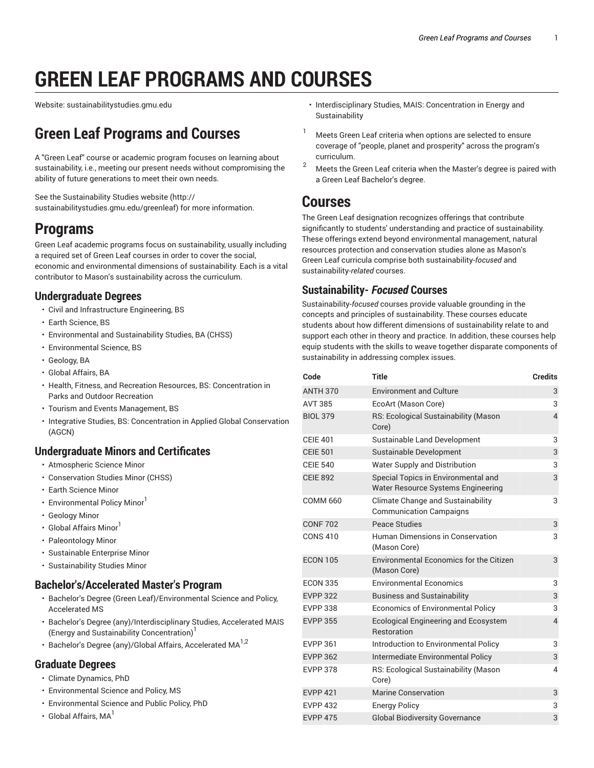# GREEN LEAF PROGRAMS AND COURSES

Website: sustainabilitystudies.gmu.edu

## Green Leaf Programs and Courses

A "Green Leaf" course or academic program focuses on learning about sustainability, i.e., meeting our present needs without compromising the ability of future generations to meet their own needs.

See the Sustainability Studies website (http://sustainabilitystudies.gmu.edu/greenleaf) for more information.

# Programs

Green Leaf academic programs focus on sustainability, usually including a required set of Green Leaf courses in order to cover the social, economic and environmental dimensions of sustainability. Each is a vital contributor to Mason's sustainability across the curriculum.

### Undergraduate Degrees

- Civil and Infrastructure Engineering, BS
- Earth Science, BS
- Environmental and Sustainability Studies, BA (CHSS)
- Environmental Science, BS
- Geology, BA
- Global Affairs, BA
- Health, Fitness, and Recreation Resources, BS: Concentration in Parks and Outdoor Recreation
- Tourism and Events Management, BS
- Integrative Studies, BS: Concentration in Applied Global Conservation (AGCN)

### Undergraduate Minors and Certificates

- Atmospheric Science Minor
- Conservation Studies Minor (CHSS)
- Earth Science Minor
- Environmental Policy Minor[1]
- Geology Minor
- Global Affairs Minor[1]
- Paleontology Minor
- Sustainable Enterprise Minor
- Sustainability Studies Minor

### Bachelor's/Accelerated Master's Program

- Bachelor's Degree (Green Leaf)/Environmental Science and Policy, Accelerated MS
- Bachelor's Degree (any)/Interdisciplinary Studies, Accelerated MAIS (Energy and Sustainability Concentration)[1]
- Bachelor's Degree (any)/Global Affairs, Accelerated MA[1,2]

### Graduate Degrees

- Climate Dynamics, PhD
- Environmental Science and Policy, MS
- Environmental Science and Public Policy, PhD
- Global Affairs, MA[1]
- Interdisciplinary Studies, MAIS: Concentration in Energy and Sustainability

[1] Meets Green Leaf criteria when options are selected to ensure coverage of "people, planet and prosperity" across the program's curriculum.

[2] Meets the Green Leaf criteria when the Master's degree is paired with a Green Leaf Bachelor's degree.

# Courses

The Green Leaf designation recognizes offerings that contribute significantly to students' understanding and practice of sustainability. These offerings extend beyond environmental management, natural resources protection and conservation studies alone as Mason's Green Leaf curricula comprise both sustainability-*focused* and sustainability-*related* courses.

### Sustainability- *Focused* Courses

Sustainability-*focused* courses provide valuable grounding in the concepts and principles of sustainability. These courses educate students about how different dimensions of sustainability relate to and support each other in theory and practice. In addition, these courses help equip students with the skills to weave together disparate components of sustainability in addressing complex issues.

| Code | Title | Credits |
|---|---|---|
| ANTH 370 | Environment and Culture | 3 |
| AVT 385 | EcoArt (Mason Core) | 3 |
| BIOL 379 | RS: Ecological Sustainability (Mason Core) | 4 |
| CEIE 401 | Sustainable Land Development | 3 |
| CEIE 501 | Sustainable Development | 3 |
| CEIE 540 | Water Supply and Distribution | 3 |
| CEIE 892 | Special Topics in Environmental and Water Resource Systems Engineering | 3 |
| COMM 660 | Climate Change and Sustainability Communication Campaigns | 3 |
| CONF 702 | Peace Studies | 3 |
| CONS 410 | Human Dimensions in Conservation (Mason Core) | 3 |
| ECON 105 | Environmental Economics for the Citizen (Mason Core) | 3 |
| ECON 335 | Environmental Economics | 3 |
| EVPP 322 | Business and Sustainability | 3 |
| EVPP 338 | Economics of Environmental Policy | 3 |
| EVPP 355 | Ecological Engineering and Ecosystem Restoration | 4 |
| EVPP 361 | Introduction to Environmental Policy | 3 |
| EVPP 362 | Intermediate Environmental Policy | 3 |
| EVPP 378 | RS: Ecological Sustainability (Mason Core) | 4 |
| EVPP 421 | Marine Conservation | 3 |
| EVPP 432 | Energy Policy | 3 |
| EVPP 475 | Global Biodiversity Governance | 3 |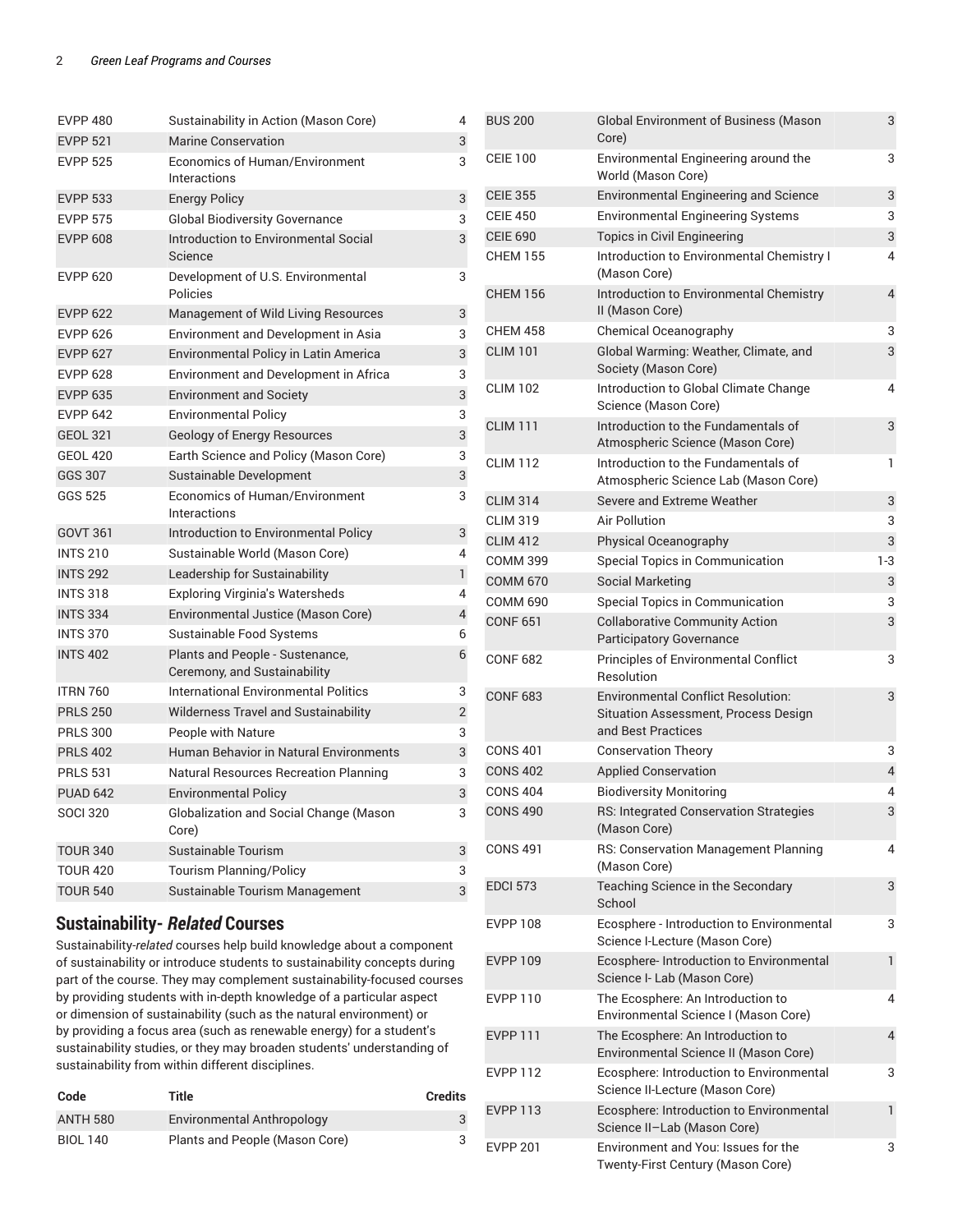| | | |
|---|---|---|
| EVPP 480 | Sustainability in Action (Mason Core) | 4 |
| EVPP 521 | Marine Conservation | 3 |
| EVPP 525 | Economics of Human/Environment Interactions | 3 |
| EVPP 533 | Energy Policy | 3 |
| EVPP 575 | Global Biodiversity Governance | 3 |
| EVPP 608 | Introduction to Environmental Social Science | 3 |
| EVPP 620 | Development of U.S. Environmental Policies | 3 |
| EVPP 622 | Management of Wild Living Resources | 3 |
| EVPP 626 | Environment and Development in Asia | 3 |
| EVPP 627 | Environmental Policy in Latin America | 3 |
| EVPP 628 | Environment and Development in Africa | 3 |
| EVPP 635 | Environment and Society | 3 |
| EVPP 642 | Environmental Policy | 3 |
| GEOL 321 | Geology of Energy Resources | 3 |
| GEOL 420 | Earth Science and Policy (Mason Core) | 3 |
| GGS 307 | Sustainable Development | 3 |
| GGS 525 | Economics of Human/Environment Interactions | 3 |
| GOVT 361 | Introduction to Environmental Policy | 3 |
| INTS 210 | Sustainable World (Mason Core) | 4 |
| INTS 292 | Leadership for Sustainability | 1 |
| INTS 318 | Exploring Virginia's Watersheds | 4 |
| INTS 334 | Environmental Justice (Mason Core) | 4 |
| INTS 370 | Sustainable Food Systems | 6 |
| INTS 402 | Plants and People - Sustenance, Ceremony, and Sustainability | 6 |
| ITRN 760 | International Environmental Politics | 3 |
| PRLS 250 | Wilderness Travel and Sustainability | 2 |
| PRLS 300 | People with Nature | 3 |
| PRLS 402 | Human Behavior in Natural Environments | 3 |
| PRLS 531 | Natural Resources Recreation Planning | 3 |
| PUAD 642 | Environmental Policy | 3 |
| SOCI 320 | Globalization and Social Change (Mason Core) | 3 |
| TOUR 340 | Sustainable Tourism | 3 |
| TOUR 420 | Tourism Planning/Policy | 3 |
| TOUR 540 | Sustainable Tourism Management | 3 |

## Sustainability- *Related* Courses

Sustainability-*related* courses help build knowledge about a component of sustainability or introduce students to sustainability concepts during part of the course. They may complement sustainability-focused courses by providing students with in-depth knowledge of a particular aspect or dimension of sustainability (such as the natural environment) or by providing a focus area (such as renewable energy) for a student's sustainability studies, or they may broaden students' understanding of sustainability from within different disciplines.

| Code | Title | Credits |
|---|---|---|
| ANTH 580 | Environmental Anthropology | 3 |
| BIOL 140 | Plants and People (Mason Core) | 3 |
| BUS 200 | Global Environment of Business (Mason Core) | 3 |
| CEIE 100 | Environmental Engineering around the World (Mason Core) | 3 |
| CEIE 355 | Environmental Engineering and Science | 3 |
| CEIE 450 | Environmental Engineering Systems | 3 |
| CEIE 690 | Topics in Civil Engineering | 3 |
| CHEM 155 | Introduction to Environmental Chemistry I (Mason Core) | 4 |
| CHEM 156 | Introduction to Environmental Chemistry II (Mason Core) | 4 |
| CHEM 458 | Chemical Oceanography | 3 |
| CLIM 101 | Global Warming: Weather, Climate, and Society (Mason Core) | 3 |
| CLIM 102 | Introduction to Global Climate Change Science (Mason Core) | 4 |
| CLIM 111 | Introduction to the Fundamentals of Atmospheric Science (Mason Core) | 3 |
| CLIM 112 | Introduction to the Fundamentals of Atmospheric Science Lab (Mason Core) | 1 |
| CLIM 314 | Severe and Extreme Weather | 3 |
| CLIM 319 | Air Pollution | 3 |
| CLIM 412 | Physical Oceanography | 3 |
| COMM 399 | Special Topics in Communication | 1-3 |
| COMM 670 | Social Marketing | 3 |
| COMM 690 | Special Topics in Communication | 3 |
| CONF 651 | Collaborative Community Action Participatory Governance | 3 |
| CONF 682 | Principles of Environmental Conflict Resolution | 3 |
| CONF 683 | Environmental Conflict Resolution: Situation Assessment, Process Design and Best Practices | 3 |
| CONS 401 | Conservation Theory | 3 |
| CONS 402 | Applied Conservation | 4 |
| CONS 404 | Biodiversity Monitoring | 4 |
| CONS 490 | RS: Integrated Conservation Strategies (Mason Core) | 3 |
| CONS 491 | RS: Conservation Management Planning (Mason Core) | 4 |
| EDCI 573 | Teaching Science in the Secondary School | 3 |
| EVPP 108 | Ecosphere - Introduction to Environmental Science I-Lecture (Mason Core) | 3 |
| EVPP 109 | Ecosphere- Introduction to Environmental Science I- Lab (Mason Core) | 1 |
| EVPP 110 | The Ecosphere: An Introduction to Environmental Science I (Mason Core) | 4 |
| EVPP 111 | The Ecosphere: An Introduction to Environmental Science II (Mason Core) | 4 |
| EVPP 112 | Ecosphere: Introduction to Environmental Science II-Lecture (Mason Core) | 3 |
| EVPP 113 | Ecosphere: Introduction to Environmental Science II—Lab (Mason Core) | 1 |
| EVPP 201 | Environment and You: Issues for the Twenty-First Century (Mason Core) | 3 |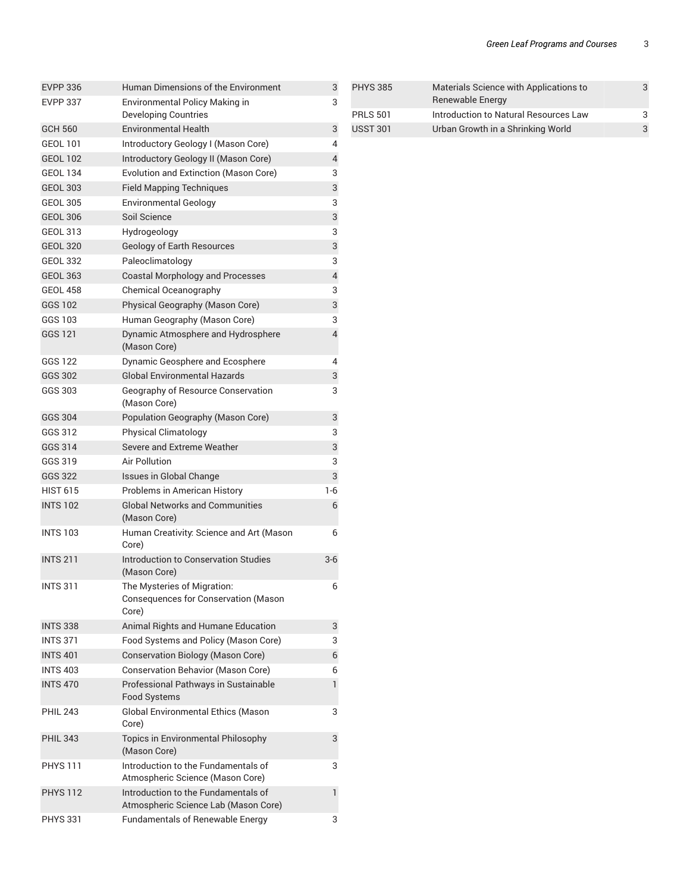| | | |
|---|---|---|
| EVPP 336 | Human Dimensions of the Environment | 3 |
| EVPP 337 | Environmental Policy Making in Developing Countries | 3 |
| GCH 560 | Environmental Health | 3 |
| GEOL 101 | Introductory Geology I (Mason Core) | 4 |
| GEOL 102 | Introductory Geology II (Mason Core) | 4 |
| GEOL 134 | Evolution and Extinction (Mason Core) | 3 |
| GEOL 303 | Field Mapping Techniques | 3 |
| GEOL 305 | Environmental Geology | 3 |
| GEOL 306 | Soil Science | 3 |
| GEOL 313 | Hydrogeology | 3 |
| GEOL 320 | Geology of Earth Resources | 3 |
| GEOL 332 | Paleoclimatology | 3 |
| GEOL 363 | Coastal Morphology and Processes | 4 |
| GEOL 458 | Chemical Oceanography | 3 |
| GGS 102 | Physical Geography (Mason Core) | 3 |
| GGS 103 | Human Geography (Mason Core) | 3 |
| GGS 121 | Dynamic Atmosphere and Hydrosphere (Mason Core) | 4 |
| GGS 122 | Dynamic Geosphere and Ecosphere | 4 |
| GGS 302 | Global Environmental Hazards | 3 |
| GGS 303 | Geography of Resource Conservation (Mason Core) | 3 |
| GGS 304 | Population Geography (Mason Core) | 3 |
| GGS 312 | Physical Climatology | 3 |
| GGS 314 | Severe and Extreme Weather | 3 |
| GGS 319 | Air Pollution | 3 |
| GGS 322 | Issues in Global Change | 3 |
| HIST 615 | Problems in American History | 1-6 |
| INTS 102 | Global Networks and Communities (Mason Core) | 6 |
| INTS 103 | Human Creativity: Science and Art (Mason Core) | 6 |
| INTS 211 | Introduction to Conservation Studies (Mason Core) | 3-6 |
| INTS 311 | The Mysteries of Migration: Consequences for Conservation (Mason Core) | 6 |
| INTS 338 | Animal Rights and Humane Education | 3 |
| INTS 371 | Food Systems and Policy (Mason Core) | 3 |
| INTS 401 | Conservation Biology (Mason Core) | 6 |
| INTS 403 | Conservation Behavior (Mason Core) | 6 |
| INTS 470 | Professional Pathways in Sustainable Food Systems | 1 |
| PHIL 243 | Global Environmental Ethics (Mason Core) | 3 |
| PHIL 343 | Topics in Environmental Philosophy (Mason Core) | 3 |
| PHYS 111 | Introduction to the Fundamentals of Atmospheric Science (Mason Core) | 3 |
| PHYS 112 | Introduction to the Fundamentals of Atmospheric Science Lab (Mason Core) | 1 |
| PHYS 331 | Fundamentals of Renewable Energy | 3 |
| PHYS 385 | Materials Science with Applications to Renewable Energy | 3 |
| PRLS 501 | Introduction to Natural Resources Law | 3 |
| USST 301 | Urban Growth in a Shrinking World | 3 |